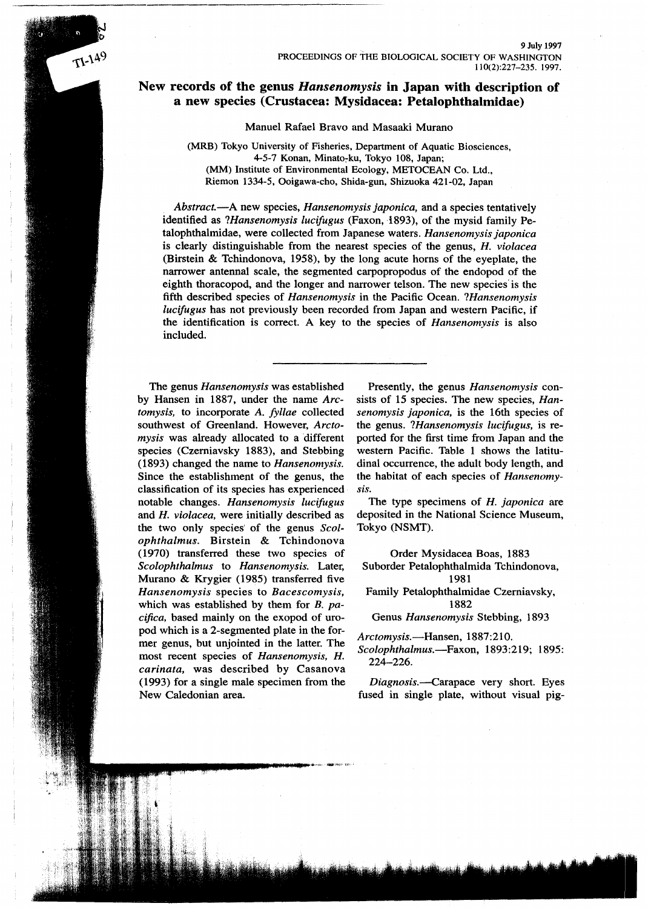# New records of the genus *Hansenomysis* in Japan with description of a new species (Crustacea: Mysidacea: Petalophthalmidae)

Manuel Rafael Bravo and Masaaki Murano

(MRB) Tokyo University of Fisheries, Department of Aquatic Biosciences, 4-5-7 Konan, Minato-ku, Tokyo 108, Japan;
(MM) Institute of Environmental Ecology, METOCEAN Co. Ltd., Riemon 1334-5, Ooigawa-cho, Shida-gun, Shizuoka 421-02, Japan

*Abstract.*—A new species, *Hansenomysis japonica,* and a species tentatively identified as ?*Hansenomysis lucifugus* (Faxon, 1893), of the mysid family Petalophthalmidae, were collected from Japanese waters. *Hansenomysis japonica* is clearly distinguishable from the nearest species of the genus, *H. violacea* (Birstein & Tchindonova, 1958), by the long acute horns of the eyeplate, the narrower antennal scale, the segmented carpopropodus of the endopod of the eighth thoracopod, and the longer and narrower telson. The new species is the fifth described species of *Hansenomysis* in the Pacific Ocean. ?*Hansenomysis lucifugus* has not previously been recorded from Japan and western Pacific, if the identification is correct. A key to the species of *Hansenomysis* is also included.

---

The genus *Hansenomysis* was established by Hansen in 1887, under the name *Arctomysis,* to incorporate *A. fyllae* collected southwest of Greenland. However, *Arctomysis* was already allocated to a different species (Czerniavsky 1883), and Stebbing (1893) changed the name to *Hansenomysis.* Since the establishment of the genus, the classification of its species has experienced notable changes. *Hansenomysis lucifugus* and *H. violacea,* were initially described as the two only species of the genus *Scolophthalmus.* Birstein & Tchindonova (1970) transferred these two species of *Scolophthalmus* to *Hansenomysis.* Later, Murano & Krygier (1985) transferred five *Hansenomysis* species to *Bacescomysis,* which was established by them for *B. pacifica,* based mainly on the exopod of uropod which is a 2-segmented plate in the former genus, but unjointed in the latter. The most recent species of *Hansenomysis, H. carinata,* was described by Casanova (1993) for a single male specimen from the New Caledonian area.

Presently, the genus *Hansenomysis* consists of 15 species. The new species, *Hansenomysis japonica,* is the 16th species of the genus. ?*Hansenomysis lucifugus,* is reported for the first time from Japan and the western Pacific. Table 1 shows the latitudinal occurrence, the adult body length, and the habitat of each species of *Hansenomysis.*

The type specimens of *H. japonica* are deposited in the National Science Museum, Tokyo (NSMT).

Order Mysidacea Boas, 1883
Suborder Petalophthalmida Tchindonova, 1981
Family Petalophthalmidae Czerniavsky, 1882
Genus *Hansenomysis* Stebbing, 1893

*Arctomysis.*—Hansen, 1887:210.
*Scolophthalmus.*—Faxon, 1893:219; 1895: 224–226.

*Diagnosis.*—Carapace very short. Eyes fused in single plate, without visual pig-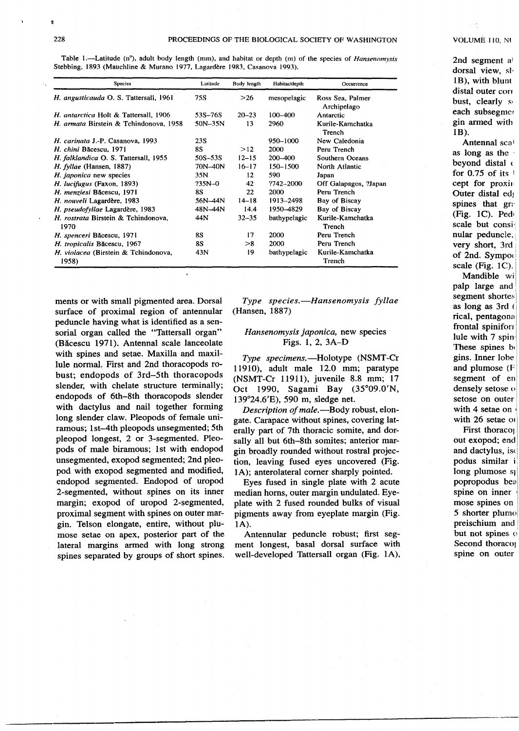Table 1.—Latitude (n°), adult body length (mm), and habitat or depth (m) of the species of *Hansenomysis* Stebbing, 1893 (Mauchline & Murano 1977, Lagardère 1983, Casanova 1993).

| Species | Latitude | Body length | Habitat/depth | Occurrence |
|---|---|---|---|---|
| *H. angusticauda* O. S. Tattersall, 1961 | 75S | >26 | mesopelagic | Ross Sea, Palmer Archipelago |
| *H. antarctica* Holt & Tattersall, 1906 | 53S–76S | 20–23 | 100–400 | Antarctic |
| *H. armata* Birstein & Tchindonova, 1958 | 50N–35N | 13 | 2960 | Kurile-Kamchatka Trench |
| *H. carinata* J.-P. Casanova, 1993 | 23S | | 950–1000 | New Caledonia |
| *H. chini* Băcescu, 1971 | 8S | >12 | 2000 | Peru Trench |
| *H. falklandica* O. S. Tattersall, 1955 | 50S–53S | 12–15 | 200–400 | Southern Oceans |
| *H. fyllae* (Hansen, 1887) | 70N–40N | 16–17 | 150–1500 | North Atlantic |
| *H. japonica* new species | 35N | 12 | 590 | Japan |
| *H. lucifugus* (Faxon, 1893) | ?35N–0 | 42 | ?742–2000 | Off Galapagos, ?Japan |
| *H. menziesi* Băcescu, 1971 | 8S | 22 | 2000 | Peru Trench |
| *H. nouveli* Lagardère, 1983 | 56N–44N | 14–18 | 1913–2498 | Bay of Biscay |
| *H. pseudofyllae* Lagardère, 1983 | 48N–44N | 14.4 | 1950–4829 | Bay of Biscay |
| *H. rostrata* Birstein & Tchindonova, 1970 | 44N | 32–35 | bathypelagic | Kurile-Kamchatka Trench |
| *H. spenceri* Băcescu, 1971 | 8S | 17 | 2000 | Peru Trench |
| *H. tropicalis* Băcescu, 1967 | 8S | >8 | 2000 | Peru Trench |
| *H. violacea* (Birstein & Tchindonova, 1958) | 43N | 19 | bathypelagic | Kurile-Kamchatka Trench |

ments or with small pigmented area. Dorsal surface of proximal region of antennular peduncle having what is identified as a sensorial organ called the "Tattersall organ" (Băcescu 1971). Antennal scale lanceolate with spines and setae. Maxilla and maxillule normal. First and 2nd thoracopods robust; endopods of 3rd–5th thoracopods slender, with chelate structure terminally; endopods of 6th–8th thoracopods slender with dactylus and nail together forming long slender claw. Pleopods of female uniramous; 1st–4th pleopods unsegmented; 5th pleopod longest, 2 or 3-segmented. Pleopods of male biramous; 1st with endopod unsegmented, exopod segmented; 2nd pleopod with exopod segmented and modified, endopod segmented. Endopod of uropod 2-segmented, without spines on its inner margin; exopod of uropod 2-segmented, proximal segment with spines on outer margin. Telson elongate, entire, without plumose setae on apex, posterior part of the lateral margins armed with long strong spines separated by groups of short spines.

*Type species.*—*Hansenomysis fyllae* (Hansen, 1887)

## *Hansenomysis japonica*, new species

Figs. 1, 2, 3A–D

*Type specimens.*—Holotype (NSMT-Cr 11910), adult male 12.0 mm; paratype (NSMT-Cr 11911), juvenile 8.8 mm; 17 Oct 1990, Sagami Bay (35°09.0′N, 139°24.6′E), 590 m, sledge net.

*Description of male.*—Body robust, elongate. Carapace without spines, covering laterally part of 7th thoracic somite, and dorsally all but 6th–8th somites; anterior margin broadly rounded without rostral projection, leaving fused eyes uncovered (Fig. 1A); anterolateral corner sharply pointed.

Eyes fused in single plate with 2 acute median horns, outer margin undulated. Eyeplate with 2 fused rounded bulks of visual pigments away from eyeplate margin (Fig. 1A).

Antennular peduncle robust; first segment longest, basal dorsal surface with well-developed Tattersall organ (Fig. 1A),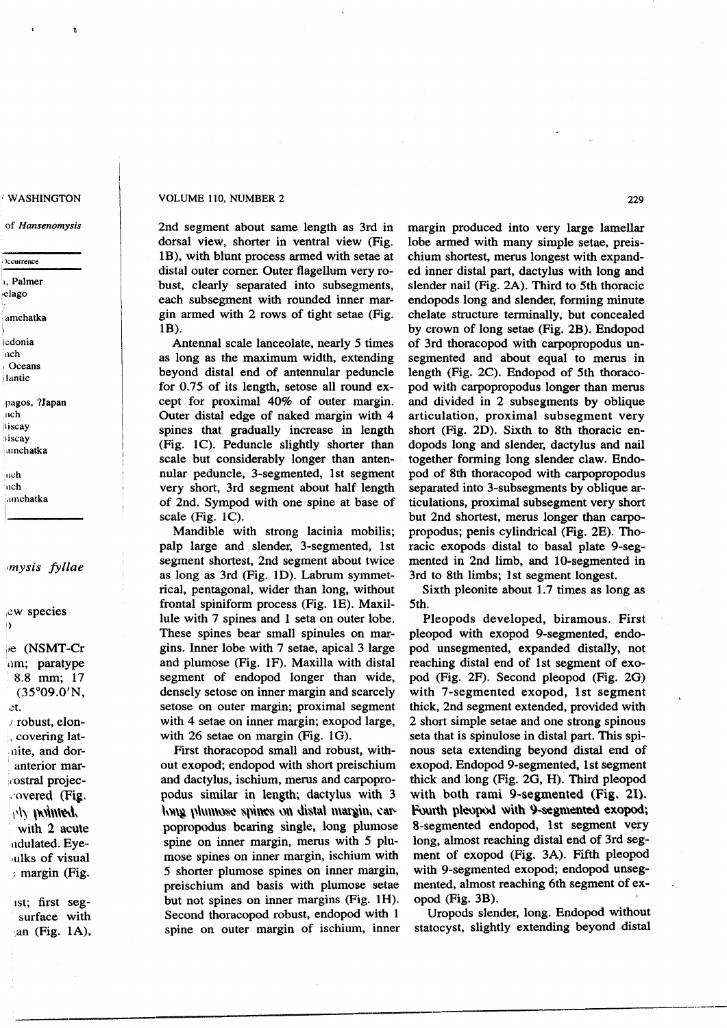2nd segment about same length as 3rd in dorsal view, shorter in ventral view (Fig. 1B), with blunt process armed with setae at distal outer corner. Outer flagellum very robust, clearly separated into subsegments, each subsegment with rounded inner margin armed with 2 rows of tight setae (Fig. 1B).

Antennal scale lanceolate, nearly 5 times as long as the maximum width, extending beyond distal end of antennular peduncle for 0.75 of its length, setose all round except for proximal 40% of outer margin. Outer distal edge of naked margin with 4 spines that gradually increase in length (Fig. 1C). Peduncle slightly shorter than scale but considerably longer than antennular peduncle, 3-segmented, 1st segment very short, 3rd segment about half length of 2nd. Sympod with one spine at base of scale (Fig. 1C).

Mandible with strong lacinia mobilis; palp large and slender, 3-segmented, 1st segment shortest, 2nd segment about twice as long as 3rd (Fig. 1D). Labrum symmetrical, pentagonal, wider than long, without frontal spiniform process (Fig. 1E). Maxillule with 7 spines and 1 seta on outer lobe. These spines bear small spinules on margins. Inner lobe with 7 setae, apical 3 large and plumose (Fig. 1F). Maxilla with distal segment of endopod longer than wide, densely setose on inner margin and scarcely setose on outer margin; proximal segment with 4 setae on inner margin; exopod large, with 26 setae on margin (Fig. 1G).

First thoracopod small and robust, without exopod; endopod with short preischium and dactylus, ischium, merus and carpopropodus similar in length; dactylus with 3 long plumose spines on distal margin, carpopropodus bearing single, long plumose spine on inner margin, merus with 5 plumose spines on inner margin, ischium with 5 shorter plumose spines on inner margin, preischium and basis with plumose setae but not spines on inner margins (Fig. 1H). Second thoracopod robust, endopod with 1 spine on outer margin of ischium, inner margin produced into very large lamellar lobe armed with many simple setae, preischium shortest, merus longest with expanded inner distal part, dactylus with long and slender nail (Fig. 2A). Third to 5th thoracic endopods long and slender, forming minute chelate structure terminally, but concealed by crown of long setae (Fig. 2B). Endopod of 3rd thoracopod with carpopropodus unsegmented and about equal to merus in length (Fig. 2C). Endopod of 5th thoracopod with carpopropodus longer than merus and divided in 2 subsegments by oblique articulation, proximal subsegment very short (Fig. 2D). Sixth to 8th thoracic endopods long and slender, dactylus and nail together forming long slender claw. Endopod of 8th thoracopod with carpopropodus separated into 3-subsegments by oblique articulations, proximal subsegment very short but 2nd shortest, merus longer than carpopropodus; penis cylindrical (Fig. 2E). Thoracic exopods distal to basal plate 9-segmented in 2nd limb, and 10-segmented in 3rd to 8th limbs; 1st segment longest.

Sixth pleonite about 1.7 times as long as 5th.

Pleopods developed, biramous. First pleopod with exopod 9-segmented, endopod unsegmented, expanded distally, not reaching distal end of 1st segment of exopod (Fig. 2F). Second pleopod (Fig. 2G) with 7-segmented exopod, 1st segment thick, 2nd segment extended, provided with 2 short simple setae and one strong spinous seta that is spinulose in distal part. This spinous seta extending beyond distal end of exopod. Endopod 9-segmented, 1st segment thick and long (Fig. 2G, H). Third pleopod with both rami 9-segmented (Fig. 2I). Fourth pleopod with 9-segmented exopod; 8-segmented endopod, 1st segment very long, almost reaching distal end of 3rd segment of exopod (Fig. 3A). Fifth pleopod with 9-segmented exopod; endopod unsegmented, almost reaching 6th segment of exopod (Fig. 3B).

Uropods slender, long. Endopod without statocyst, slightly extending beyond distal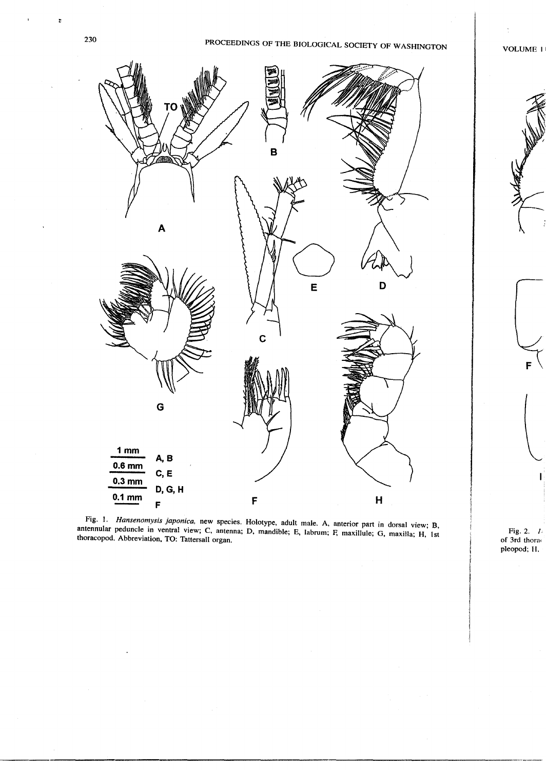Fig. 1. *Hansenomysis japonica*, new species. Holotype, adult male. A, anterior part in dorsal view; B, antennular peduncle in ventral view; C, antenna; D, mandible; E, labrum; F, maxillule; G, maxilla; H, 1st thoracopod. Abbreviation, TO: Tattersall organ.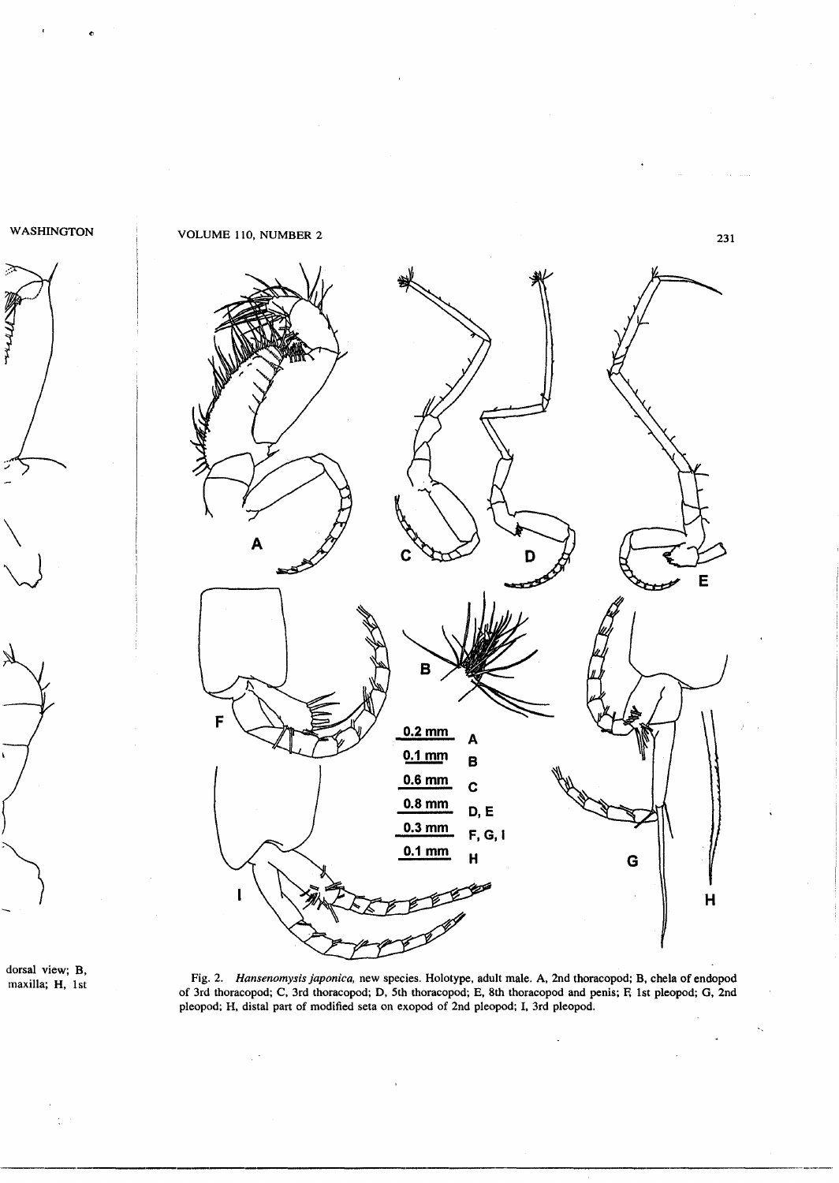Fig. 2. *Hansenomysis japonica*, new species. Holotype, adult male. A, 2nd thoracopod; B, chela of endopod of 3rd thoracopod; C, 3rd thoracopod; D, 5th thoracopod; E, 8th thoracopod and penis; F, 1st pleopod; G, 2nd pleopod; H, distal part of modified seta on exopod of 2nd pleopod; I, 3rd pleopod.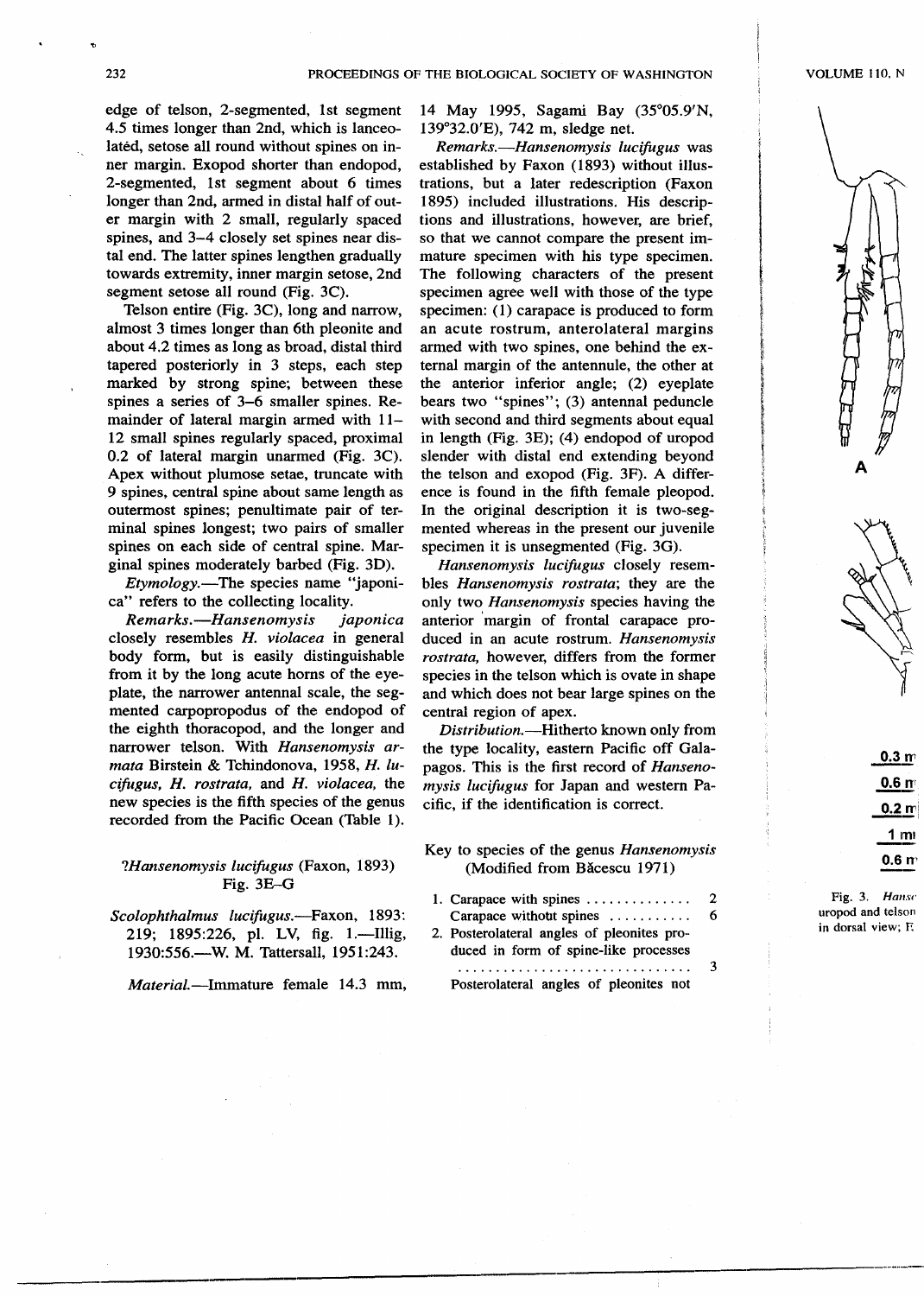edge of telson, 2-segmented, 1st segment 4.5 times longer than 2nd, which is lanceolated, setose all round without spines on inner margin. Exopod shorter than endopod, 2-segmented, 1st segment about 6 times longer than 2nd, armed in distal half of outer margin with 2 small, regularly spaced spines, and 3–4 closely set spines near distal end. The latter spines lengthen gradually towards extremity, inner margin setose, 2nd segment setose all round (Fig. 3C).

Telson entire (Fig. 3C), long and narrow, almost 3 times longer than 6th pleonite and about 4.2 times as long as broad, distal third tapered posteriorly in 3 steps, each step marked by strong spine; between these spines a series of 3–6 smaller spines. Remainder of lateral margin armed with 11–12 small spines regularly spaced, proximal 0.2 of lateral margin unarmed (Fig. 3C). Apex without plumose setae, truncate with 9 spines, central spine about same length as outermost spines; penultimate pair of terminal spines longest; two pairs of smaller spines on each side of central spine. Marginal spines moderately barbed (Fig. 3D).

*Etymology.*—The species name "japonica" refers to the collecting locality.

*Remarks.*—*Hansenomysis japonica* closely resembles *H. violacea* in general body form, but is easily distinguishable from it by the long acute horns of the eyeplate, the narrower antennal scale, the segmented carpopropodus of the endopod of the eighth thoracopod, and the longer and narrower telson. With *Hansenomysis armata* Birstein & Tchindonova, 1958, *H. lucifugus*, *H. rostrata*, and *H. violacea*, the new species is the fifth species of the genus recorded from the Pacific Ocean (Table 1).

### ?*Hansenomysis lucifugus* (Faxon, 1893)
Fig. 3E–G

*Scolophthalmus lucifugus*.—Faxon, 1893: 219; 1895:226, pl. LV, fig. 1.—Illig, 1930:556.—W. M. Tattersall, 1951:243.

*Material.*—Immature female 14.3 mm, 14 May 1995, Sagami Bay (35°05.9′N, 139°32.0′E), 742 m, sledge net.

*Remarks.*—*Hansenomysis lucifugus* was established by Faxon (1893) without illustrations, but a later redescription (Faxon 1895) included illustrations. His descriptions and illustrations, however, are brief, so that we cannot compare the present immature specimen with his type specimen. The following characters of the present specimen agree well with those of the type specimen: (1) carapace is produced to form an acute rostrum, anterolateral margins armed with two spines, one behind the external margin of the antennule, the other at the anterior inferior angle; (2) eyeplate bears two "spines"; (3) antennal peduncle with second and third segments about equal in length (Fig. 3E); (4) endopod of uropod slender with distal end extending beyond the telson and exopod (Fig. 3F). A difference is found in the fifth female pleopod. In the original description it is two-segmented whereas in the present our juvenile specimen it is unsegmented (Fig. 3G).

*Hansenomysis lucifugus* closely resembles *Hansenomysis rostrata*; they are the only two *Hansenomysis* species having the anterior margin of frontal carapace produced in an acute rostrum. *Hansenomysis rostrata*, however, differs from the former species in the telson which is ovate in shape and which does not bear large spines on the central region of apex.

*Distribution.*—Hitherto known only from the type locality, eastern Pacific off Galapagos. This is the first record of *Hansenomysis lucifugus* for Japan and western Pacific, if the identification is correct.

### Key to species of the genus *Hansenomysis* (Modified from Băcescu 1971)

1. Carapace with spines .............. 2
   Carapace without spines ........... 6
2. Posterolateral angles of pleonites produced in form of spine-like processes ............................... 3
   Posterolateral angles of pleonites not

Fig. 3. *Hans*... uropod and telson in dorsal view; F...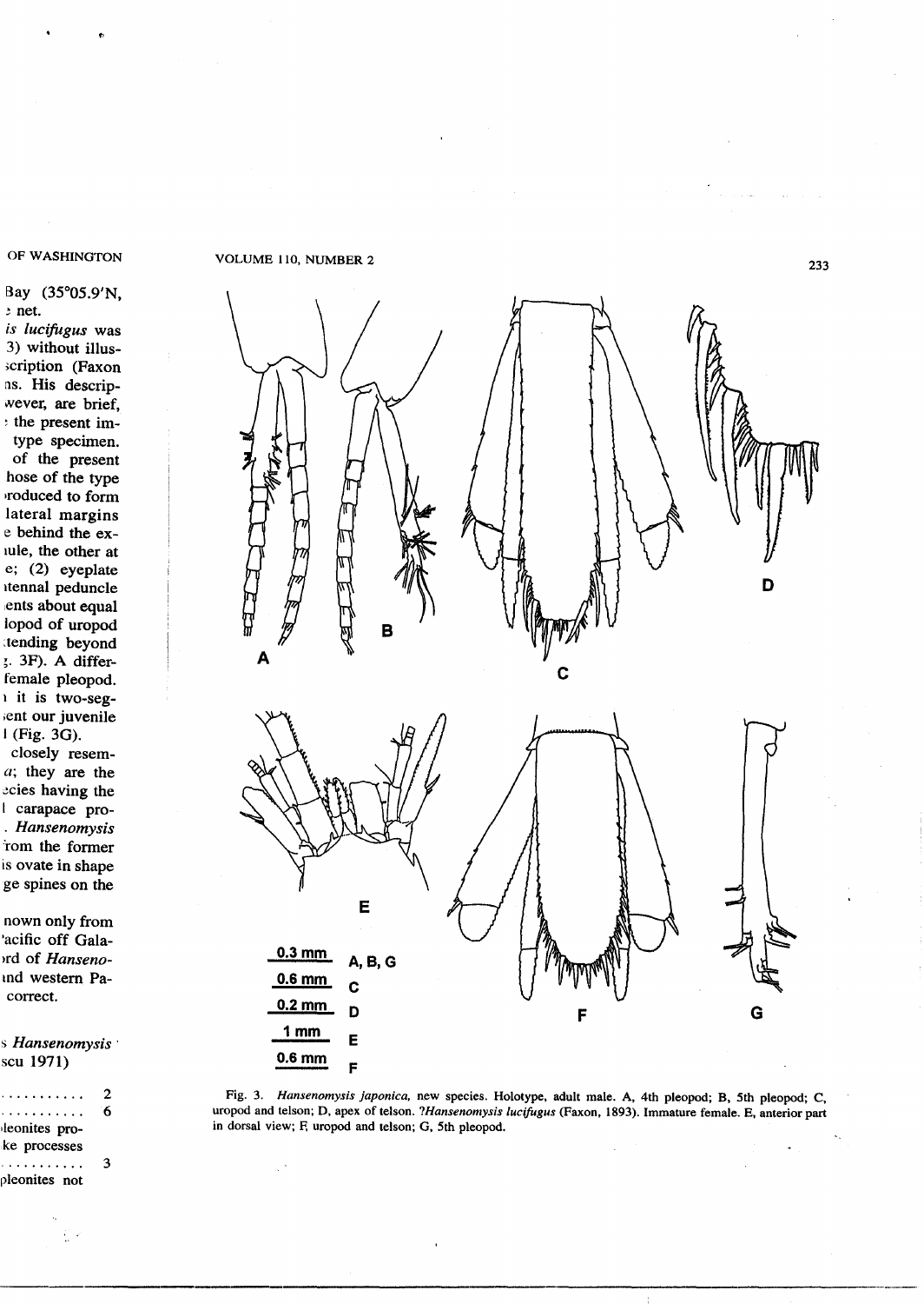Fig. 3. *Hansenomysis japonica*, new species. Holotype, adult male. A, 4th pleopod; B, 5th pleopod; C, uropod and telson; D, apex of telson. ?*Hansenomysis lucifugus* (Faxon, 1893). Immature female. E, anterior part in dorsal view; F, uropod and telson; G, 5th pleopod.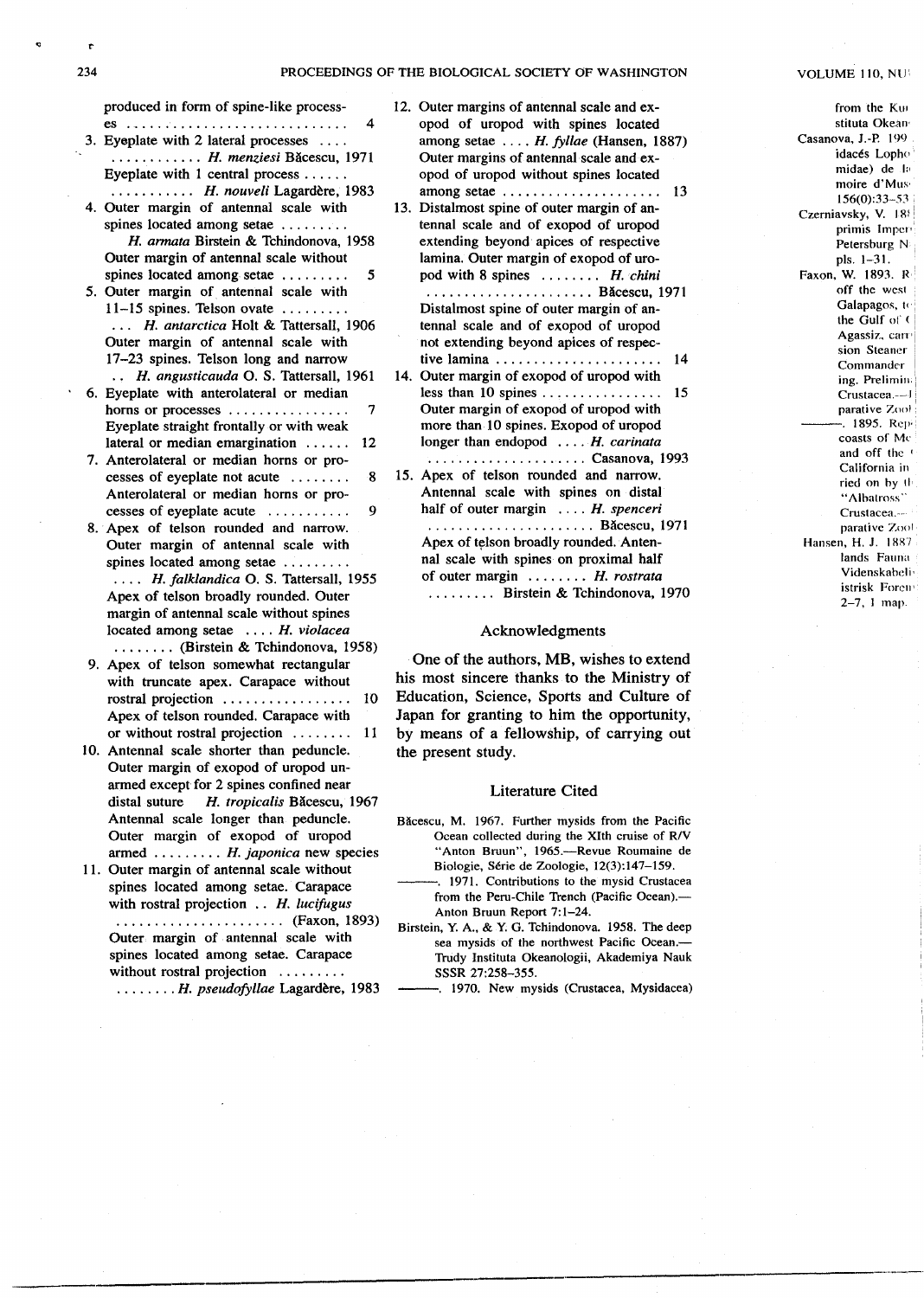produced in form of spine-like processes . . . . . . . . . . . . . . . . . . . . . . . . . . . . . 4

3. Eyeplate with 2 lateral processes . . . . . . . . . . . . . . . . *H. menziesi* Băcescu, 1971
   Eyeplate with 1 central process . . . . . . . . . . . . . . . . . *H. nouveli* Lagardère, 1983
4. Outer margin of antennal scale with spines located among setae . . . . . . . . . *H. armata* Birstein & Tchindonova, 1958
   Outer margin of antennal scale without spines located among setae . . . . . . . . . 5
5. Outer margin of antennal scale with 11–15 spines. Telson ovate . . . . . . . . . . . *H. antarctica* Holt & Tattersall, 1906
   Outer margin of antennal scale with 17–23 spines. Telson long and narrow . . *H. angusticauda* O. S. Tattersall, 1961
6. Eyeplate with anterolateral or median horns or processes . . . . . . . . . . . . . . . . 7
   Eyeplate straight frontally or with weak lateral or median emargination . . . . . . 12
7. Anterolateral or median horns or processes of eyeplate not acute . . . . . . . . 8
   Anterolateral or median horns or processes of eyeplate acute . . . . . . . . . . . 9
8. Apex of telson rounded and narrow. Outer margin of antennal scale with spines located among setae . . . . . . . . . . . . . *H. falklandica* O. S. Tattersall, 1955
   Apex of telson broadly rounded. Outer margin of antennal scale without spines located among setae . . . . *H. violacea* . . . . . . . . (Birstein & Tchindonova, 1958)
9. Apex of telson somewhat rectangular with truncate apex. Carapace without rostral projection . . . . . . . . . . . . . . . . . 10
   Apex of telson rounded. Carapace with or without rostral projection . . . . . . . . 11
10. Antennal scale shorter than peduncle. Outer margin of exopod of uropod unarmed except for 2 spines confined near distal suture *H. tropicalis* Băcescu, 1967
    Antennal scale longer than peduncle. Outer margin of exopod of uropod armed . . . . . . . . . *H. japonica* new species
11. Outer margin of antennal scale without spines located among setae. Carapace with rostral projection . . *H. lucifugus* . . . . . . . . . . . . . . . . . . . . . . (Faxon, 1893)
    Outer margin of antennal scale with spines located among setae. Carapace without rostral projection . . . . . . . . . . . . . . . . . *H. pseudofyllae* Lagardère, 1983
12. Outer margins of antennal scale and exopod of uropod with spines located among setae . . . . *H. fyllae* (Hansen, 1887)
    Outer margins of antennal scale and exopod of uropod without spines located among setae . . . . . . . . . . . . . . . . . . . . . 13
13. Distalmost spine of outer margin of antennal scale and of exopod of uropod extending beyond apices of respective lamina. Outer margin of exopod of uropod with 8 spines . . . . . . . . *H. chini* . . . . . . . . . . . . . . . . . . . . . . Băcescu, 1971
    Distalmost spine of outer margin of antennal scale and of exopod of uropod not extending beyond apices of respective lamina . . . . . . . . . . . . . . . . . . . . . . 14
14. Outer margin of exopod of uropod with less than 10 spines . . . . . . . . . . . . . . . . 15
    Outer margin of exopod of uropod with more than 10 spines. Exopod of uropod longer than endopod . . . . *H. carinata* . . . . . . . . . . . . . . . . . . . . . Casanova, 1993
15. Apex of telson rounded and narrow. Antennal scale with spines on distal half of outer margin . . . . *H. spenceri* . . . . . . . . . . . . . . . . . . . . . . Băcescu, 1971
    Apex of telson broadly rounded. Antennal scale with spines on proximal half of outer margin . . . . . . . . *H. rostrata* . . . . . . . . . Birstein & Tchindonova, 1970

## Acknowledgments

One of the authors, MB, wishes to extend his most sincere thanks to the Ministry of Education, Science, Sports and Culture of Japan for granting to him the opportunity, by means of a fellowship, of carrying out the present study.

## Literature Cited

Băcescu, M. 1967. Further mysids from the Pacific Ocean collected during the XIth cruise of R/V "Anton Bruun", 1965.—Revue Roumaine de Biologie, Série de Zoologie, 12(3):147–159.

———. 1971. Contributions to the mysid Crustacea from the Peru-Chile Trench (Pacific Ocean).—Anton Bruun Report 7:1–24.

Birstein, Y. A., & Y. G. Tchindonova. 1958. The deep sea mysids of the northwest Pacific Ocean.—Trudy Instituta Okeanologii, Akademiya Nauk SSSR 27:258–355.

———. 1970. New mysids (Crustacea, Mysidacea) from the Ku[...] stituta Okean[...]

Casanova, J.-P. 199[...] idacés Lopho[...] midae) de l[...] moire d'Mus[...] 156(0):33–53[...]

Czerniavsky, V. 18[...] primis Imper[...] Petersburg N[...] pls. 1–31.

Faxon, W. 1893. R[...] off the west [...] Galapagos, t[...] the Gulf of [...] Agassiz, car[...] sion Steamer [...] Commander [...] ing. Prelimin[...] Crustacea.—[...] parative Zool[...]

———. 1895. Rep[...] coasts of Me[...] and off the [...] California in [...] ried on by th[...] "Albatross" [...] Crustacea.—[...] parative Zool[...]

Hansen, H. J. 1887[...] lands Fauna [...] Videnskabeli[...] istrisk Foren[...] 2–7, 1 map.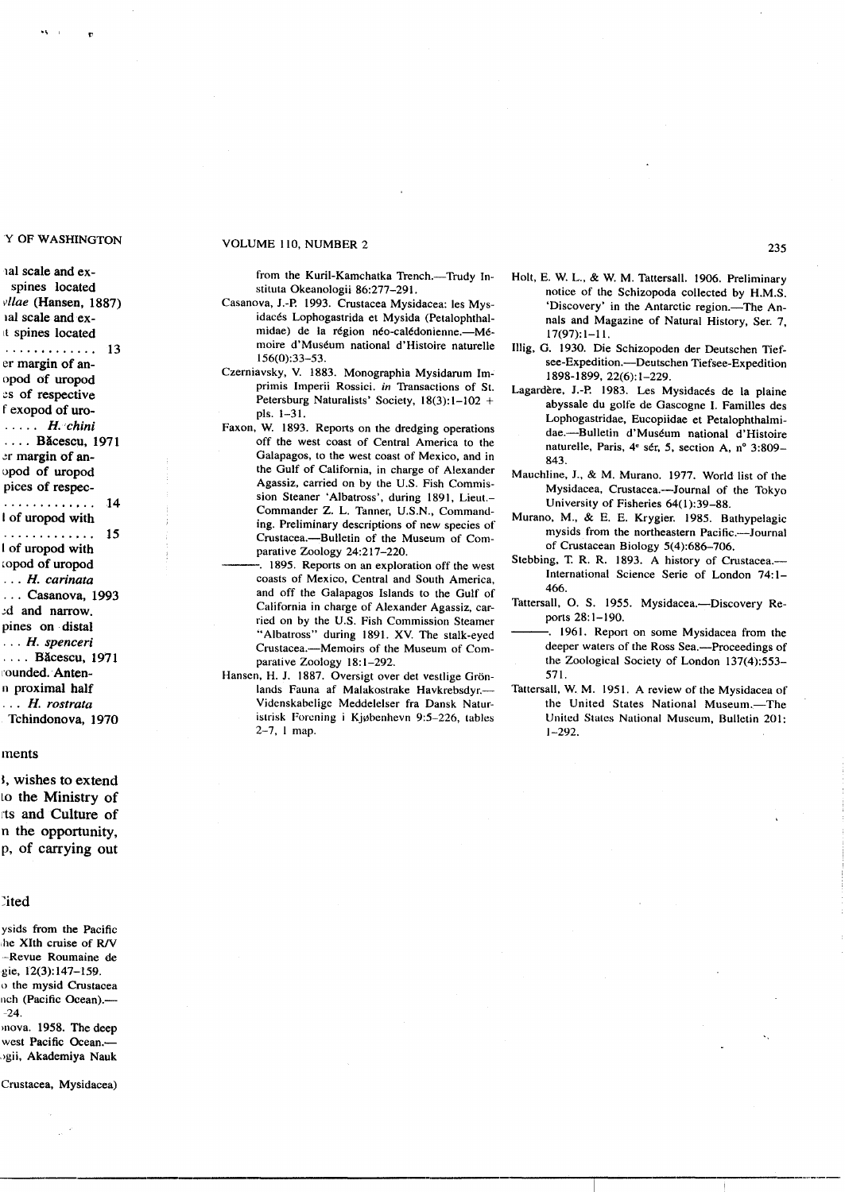from the Kuril-Kamchatka Trench.—Trudy Instituta Okeanologii 86:277–291.

Casanova, J.-P. 1993. Crustacea Mysidacea: les Mysidacés Lophogastrida et Mysida (Petalophthalmidae) de la région néo-calédonienne.—Mémoire d'Muséum national d'Histoire naturelle 156(0):33–53.

Czerniavsky, V. 1883. Monographia Mysidarum Imprimis Imperii Rossici. *in* Transactions of St. Petersburg Naturalists' Society, 18(3):1–102 + pls. 1–31.

Faxon, W. 1893. Reports on the dredging operations off the west coast of Central America to the Galapagos, to the west coast of Mexico, and in the Gulf of California, in charge of Alexander Agassiz, carried on by the U.S. Fish Commission Steaner 'Albatross', during 1891, Lieut.-Commander Z. L. Tanner, U.S.N., Commanding. Preliminary descriptions of new species of Crustacea.—Bulletin of the Museum of Comparative Zoology 24:217–220.

———. 1895. Reports on an exploration off the west coasts of Mexico, Central and South America, and off the Galapagos Islands to the Gulf of California in charge of Alexander Agassiz, carried on by the U.S. Fish Commission Steamer "Albatross" during 1891. XV. The stalk-eyed Crustacea.—Memoirs of the Museum of Comparative Zoology 18:1–292.

Hansen, H. J. 1887. Oversigt over det vestlige Grönlands Fauna af Malakostrake Havkrebsdyr.—Videnskabelige Meddelelser fra Dansk Naturistrisk Forening i Kjøbenhevn 9:5–226, tables 2–7, 1 map.

Holt, E. W. L., & W. M. Tattersall. 1906. Preliminary notice of the Schizopoda collected by H.M.S. 'Discovery' in the Antarctic region.—The Annals and Magazine of Natural History, Ser. 7, 17(97):1–11.

Illig, G. 1930. Die Schizopoden der Deutschen Tiefsee-Expedition.—Deutschen Tiefsee-Expedition 1898-1899, 22(6):1–229.

Lagardère, J.-P. 1983. Les Mysidacés de la plaine abyssale du golfe de Gascogne I. Familles des Lophogastridae, Eucopiidae et Petalophthalmidae.—Bulletin d'Muséum national d'Histoire naturelle, Paris, 4ᵉ sér, 5, section A, nº 3:809–843.

Mauchline, J., & M. Murano. 1977. World list of the Mysidacea, Crustacea.—Journal of the Tokyo University of Fisheries 64(1):39–88.

Murano, M., & E. E. Krygier. 1985. Bathypelagic mysids from the northeastern Pacific.—Journal of Crustacean Biology 5(4):686–706.

Stebbing, T. R. R. 1893. A history of Crustacea.—International Science Serie of London 74:1–466.

Tattersall, O. S. 1955. Mysidacea.—Discovery Reports 28:1–190.

———. 1961. Report on some Mysidacea from the deeper waters of the Ross Sea.—Proceedings of the Zoological Society of London 137(4):553–571.

Tattersall, W. M. 1951. A review of the Mysidacea of the United States National Museum.—The United States National Museum, Bulletin 201: 1–292.